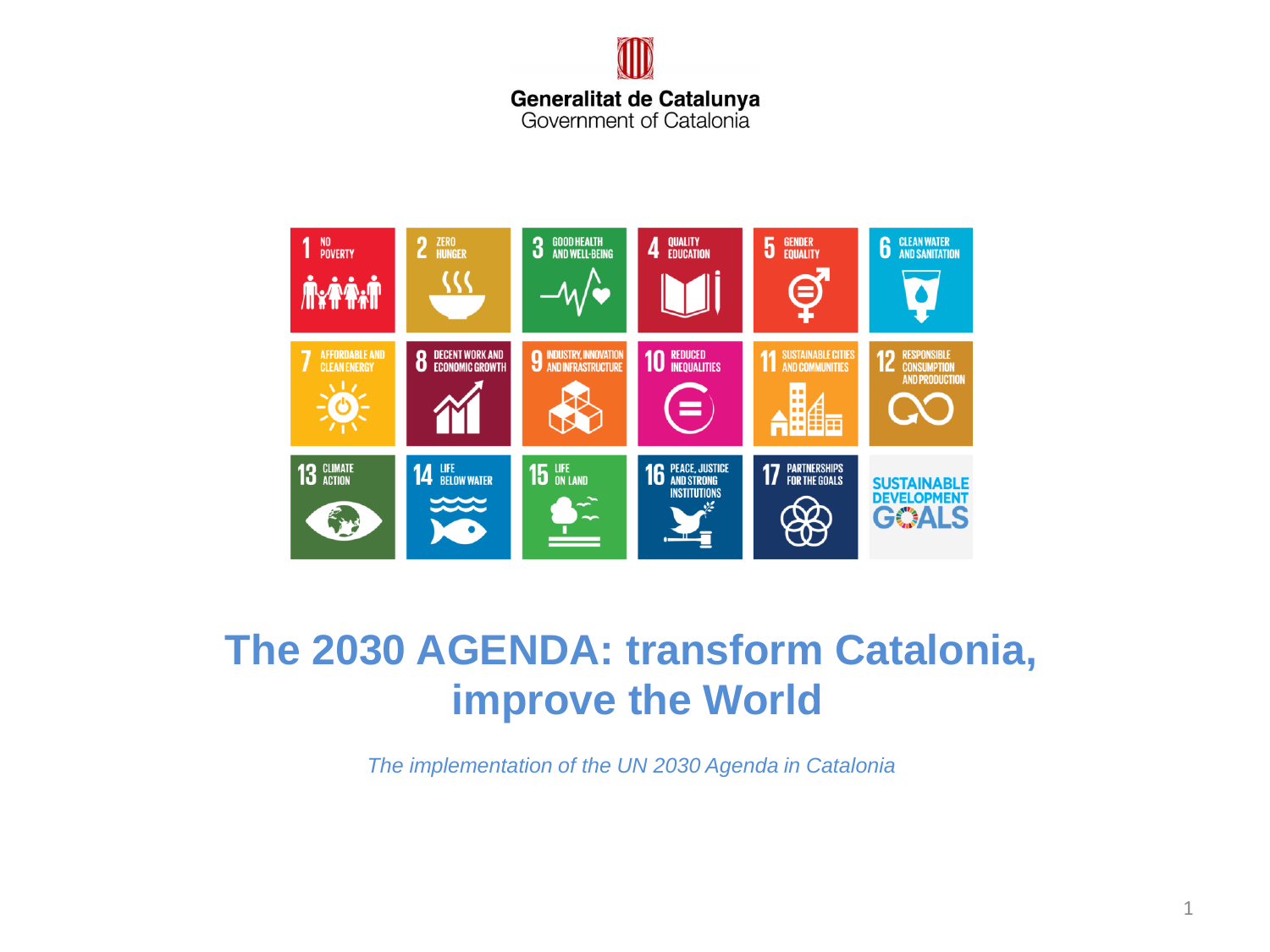Generalitat de Catalunya
Government of Catalonia

# The 2030 AGENDA: transform Catalonia, improve the World

*The implementation of the UN 2030 Agenda in Catalonia*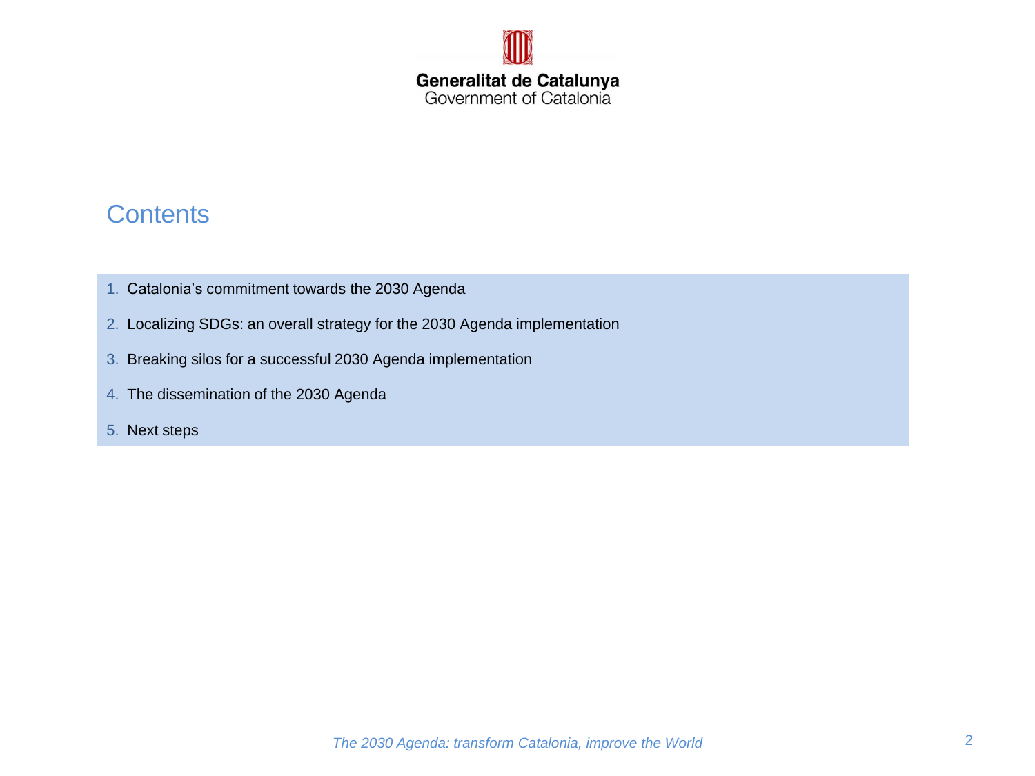## Contents

1. Catalonia's commitment towards the 2030 Agenda
2. Localizing SDGs: an overall strategy for the 2030 Agenda implementation
3. Breaking silos for a successful 2030 Agenda implementation
4. The dissemination of the 2030 Agenda
5. Next steps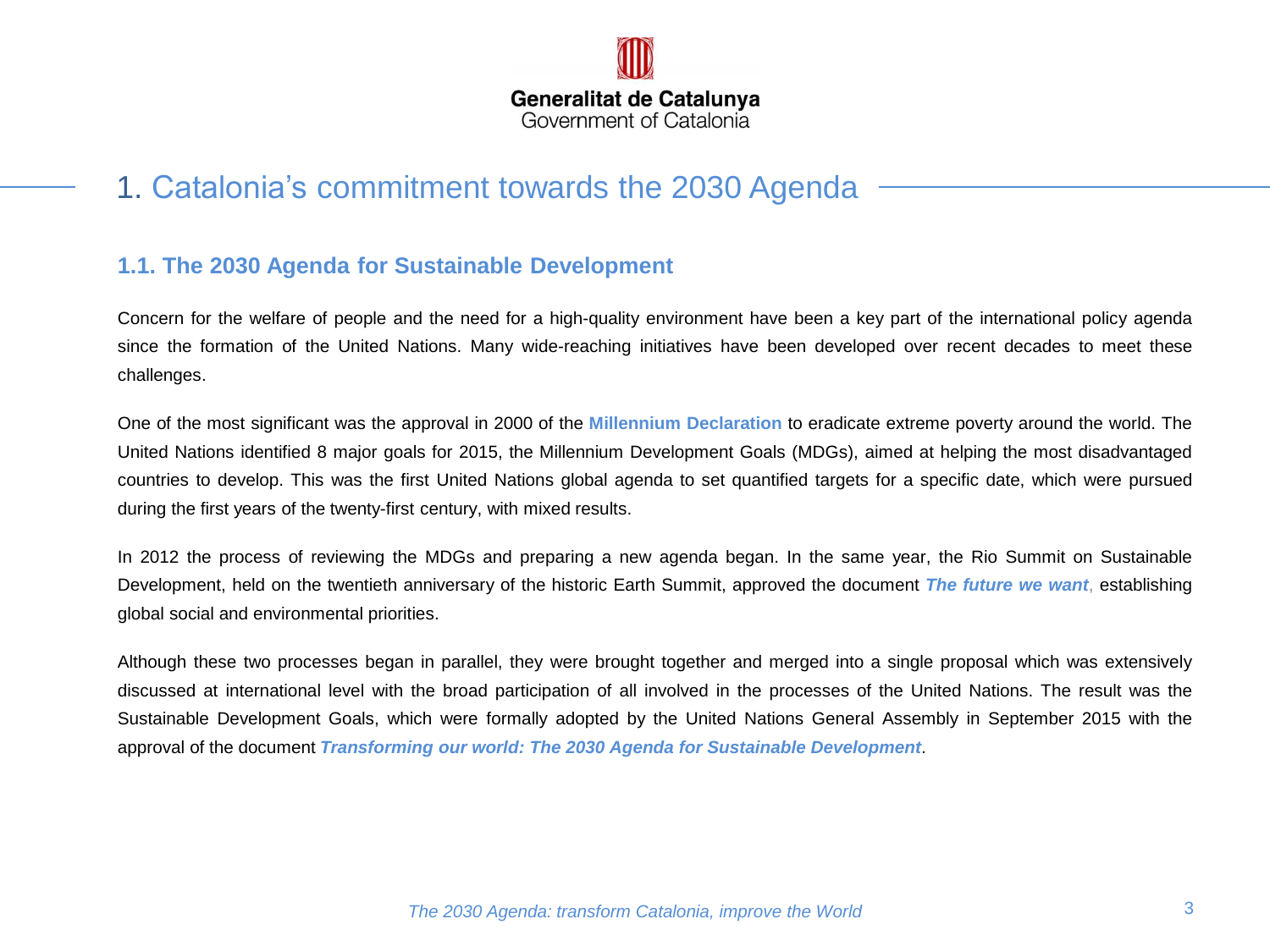# 1. Catalonia's commitment towards the 2030 Agenda

## 1.1. The 2030 Agenda for Sustainable Development

Concern for the welfare of people and the need for a high-quality environment have been a key part of the international policy agenda since the formation of the United Nations. Many wide-reaching initiatives have been developed over recent decades to meet these challenges.

One of the most significant was the approval in 2000 of the **Millennium Declaration** to eradicate extreme poverty around the world. The United Nations identified 8 major goals for 2015, the Millennium Development Goals (MDGs), aimed at helping the most disadvantaged countries to develop. This was the first United Nations global agenda to set quantified targets for a specific date, which were pursued during the first years of the twenty-first century, with mixed results.

In 2012 the process of reviewing the MDGs and preparing a new agenda began. In the same year, the Rio Summit on Sustainable Development, held on the twentieth anniversary of the historic Earth Summit, approved the document ***The future we want***, establishing global social and environmental priorities.

Although these two processes began in parallel, they were brought together and merged into a single proposal which was extensively discussed at international level with the broad participation of all involved in the processes of the United Nations. The result was the Sustainable Development Goals, which were formally adopted by the United Nations General Assembly in September 2015 with the approval of the document ***Transforming our world: The 2030 Agenda for Sustainable Development***.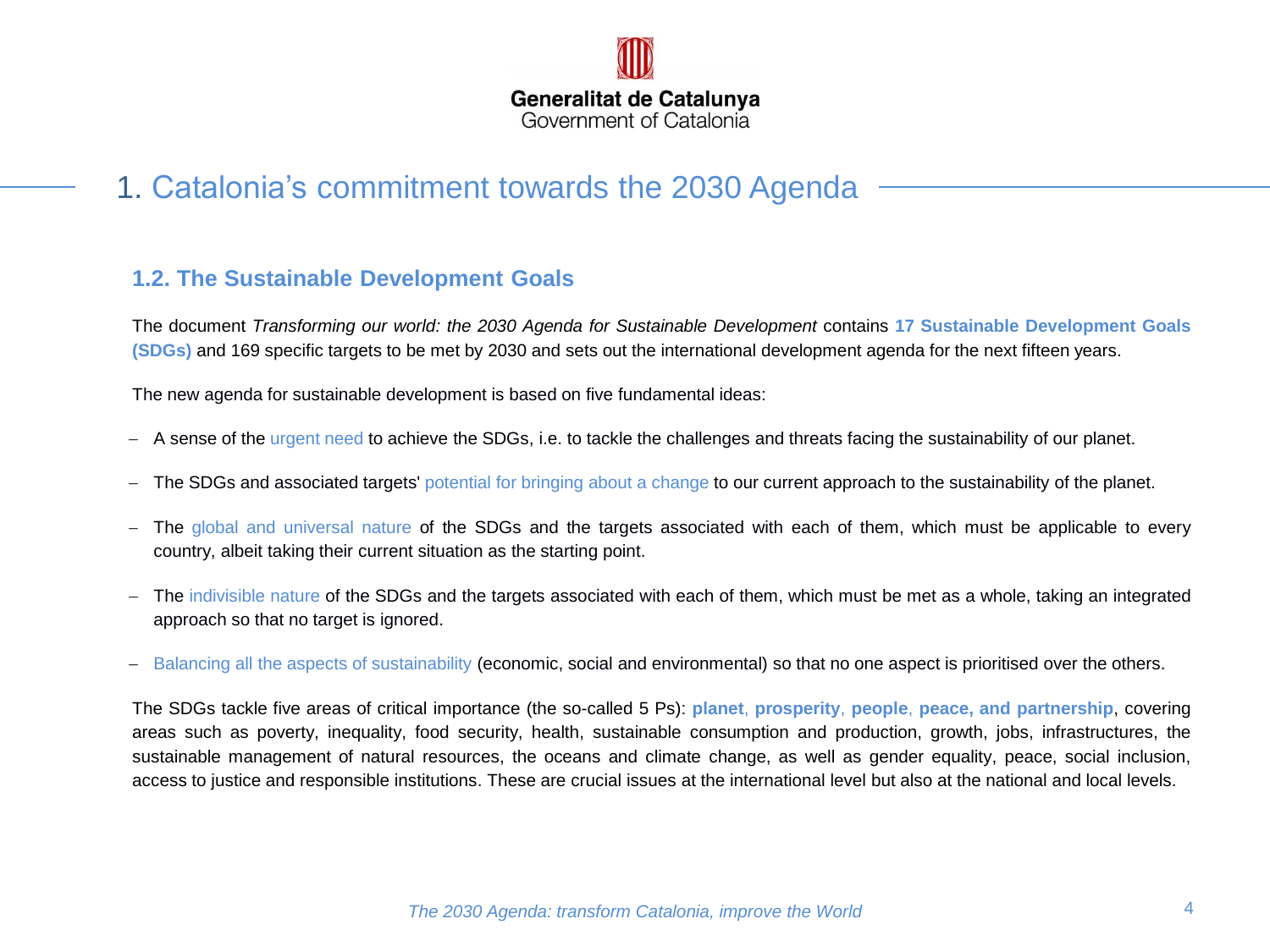# 1. Catalonia's commitment towards the 2030 Agenda

## 1.2. The Sustainable Development Goals

The document *Transforming our world: the 2030 Agenda for Sustainable Development* contains **17 Sustainable Development Goals (SDGs)** and 169 specific targets to be met by 2030 and sets out the international development agenda for the next fifteen years.

The new agenda for sustainable development is based on five fundamental ideas:

- A sense of the urgent need to achieve the SDGs, i.e. to tackle the challenges and threats facing the sustainability of our planet.
- The SDGs and associated targets' potential for bringing about a change to our current approach to the sustainability of the planet.
- The global and universal nature of the SDGs and the targets associated with each of them, which must be applicable to every country, albeit taking their current situation as the starting point.
- The indivisible nature of the SDGs and the targets associated with each of them, which must be met as a whole, taking an integrated approach so that no target is ignored.
- Balancing all the aspects of sustainability (economic, social and environmental) so that no one aspect is prioritised over the others.

The SDGs tackle five areas of critical importance (the so-called 5 Ps): **planet**, **prosperity**, **people**, **peace, and partnership**, covering areas such as poverty, inequality, food security, health, sustainable consumption and production, growth, jobs, infrastructures, the sustainable management of natural resources, the oceans and climate change, as well as gender equality, peace, social inclusion, access to justice and responsible institutions. These are crucial issues at the international level but also at the national and local levels.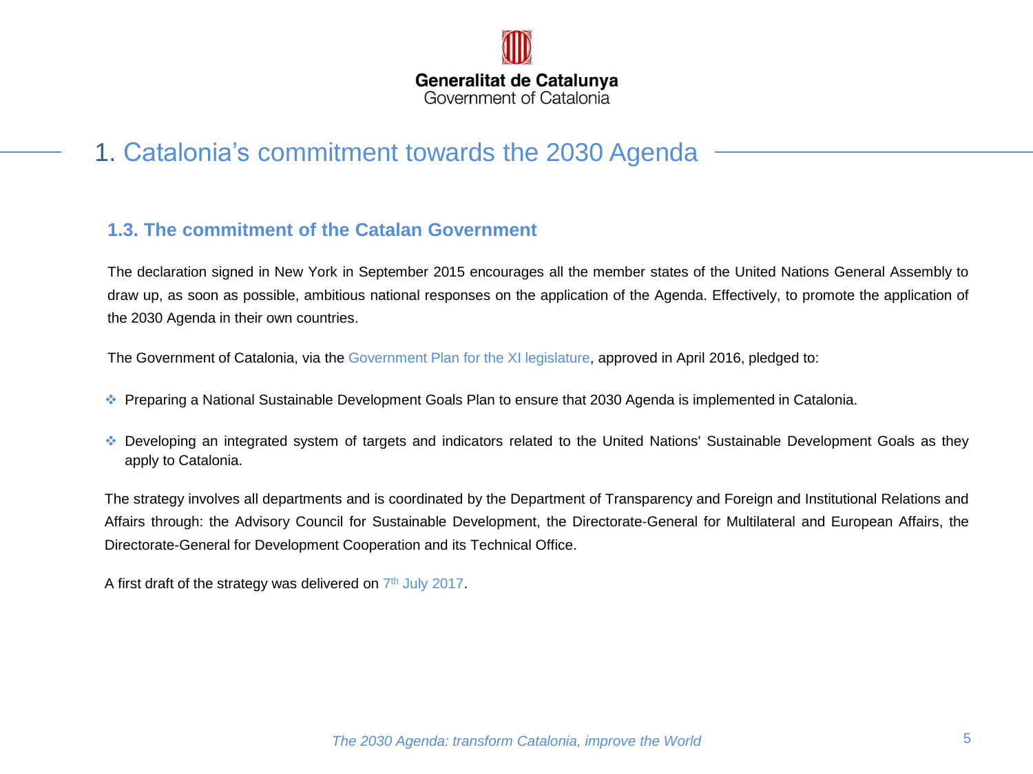# 1. Catalonia's commitment towards the 2030 Agenda

## 1.3. The commitment of the Catalan Government

The declaration signed in New York in September 2015 encourages all the member states of the United Nations General Assembly to draw up, as soon as possible, ambitious national responses on the application of the Agenda. Effectively, to promote the application of the 2030 Agenda in their own countries.

The Government of Catalonia, via the Government Plan for the XI legislature, approved in April 2016, pledged to:

- Preparing a National Sustainable Development Goals Plan to ensure that 2030 Agenda is implemented in Catalonia.
- Developing an integrated system of targets and indicators related to the United Nations' Sustainable Development Goals as they apply to Catalonia.

The strategy involves all departments and is coordinated by the Department of Transparency and Foreign and Institutional Relations and Affairs through: the Advisory Council for Sustainable Development, the Directorate-General for Multilateral and European Affairs, the Directorate-General for Development Cooperation and its Technical Office.

A first draft of the strategy was delivered on 7th July 2017.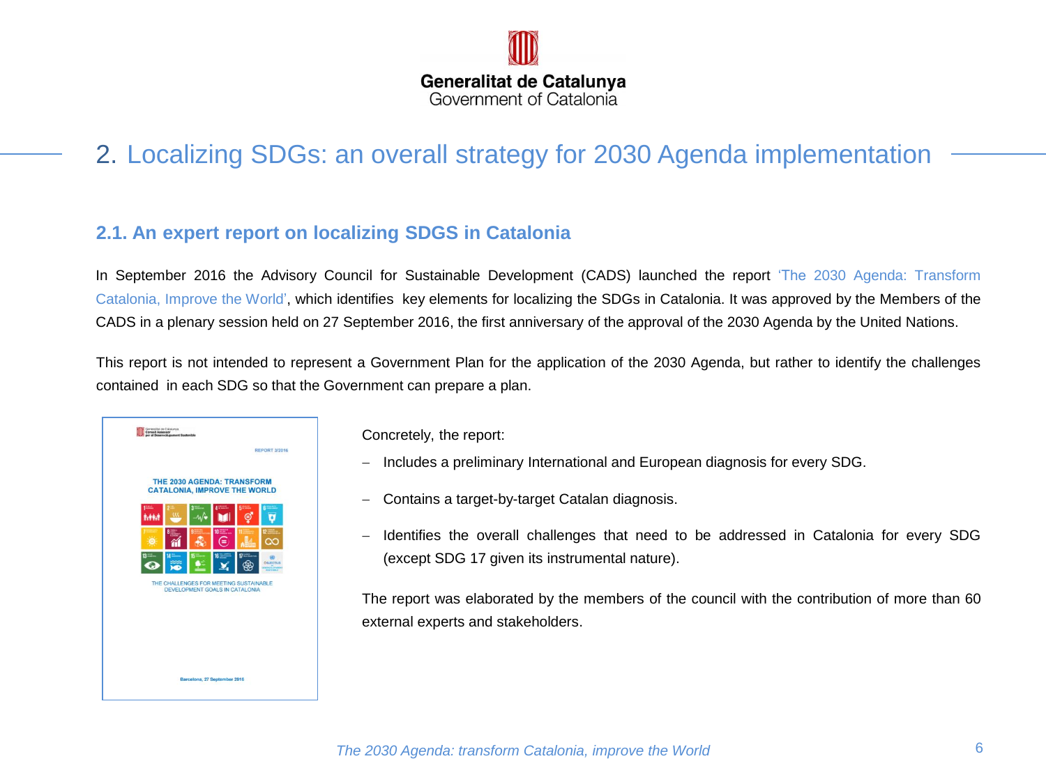# 2. Localizing SDGs: an overall strategy for 2030 Agenda implementation

## 2.1. An expert report on localizing SDGS in Catalonia

In September 2016 the Advisory Council for Sustainable Development (CADS) launched the report 'The 2030 Agenda: Transform Catalonia, Improve the World', which identifies key elements for localizing the SDGs in Catalonia. It was approved by the Members of the CADS in a plenary session held on 27 September 2016, the first anniversary of the approval of the 2030 Agenda by the United Nations.

This report is not intended to represent a Government Plan for the application of the 2030 Agenda, but rather to identify the challenges contained in each SDG so that the Government can prepare a plan.

Concretely, the report:

- Includes a preliminary International and European diagnosis for every SDG.
- Contains a target-by-target Catalan diagnosis.
- Identifies the overall challenges that need to be addressed in Catalonia for every SDG (except SDG 17 given its instrumental nature).

The report was elaborated by the members of the council with the contribution of more than 60 external experts and stakeholders.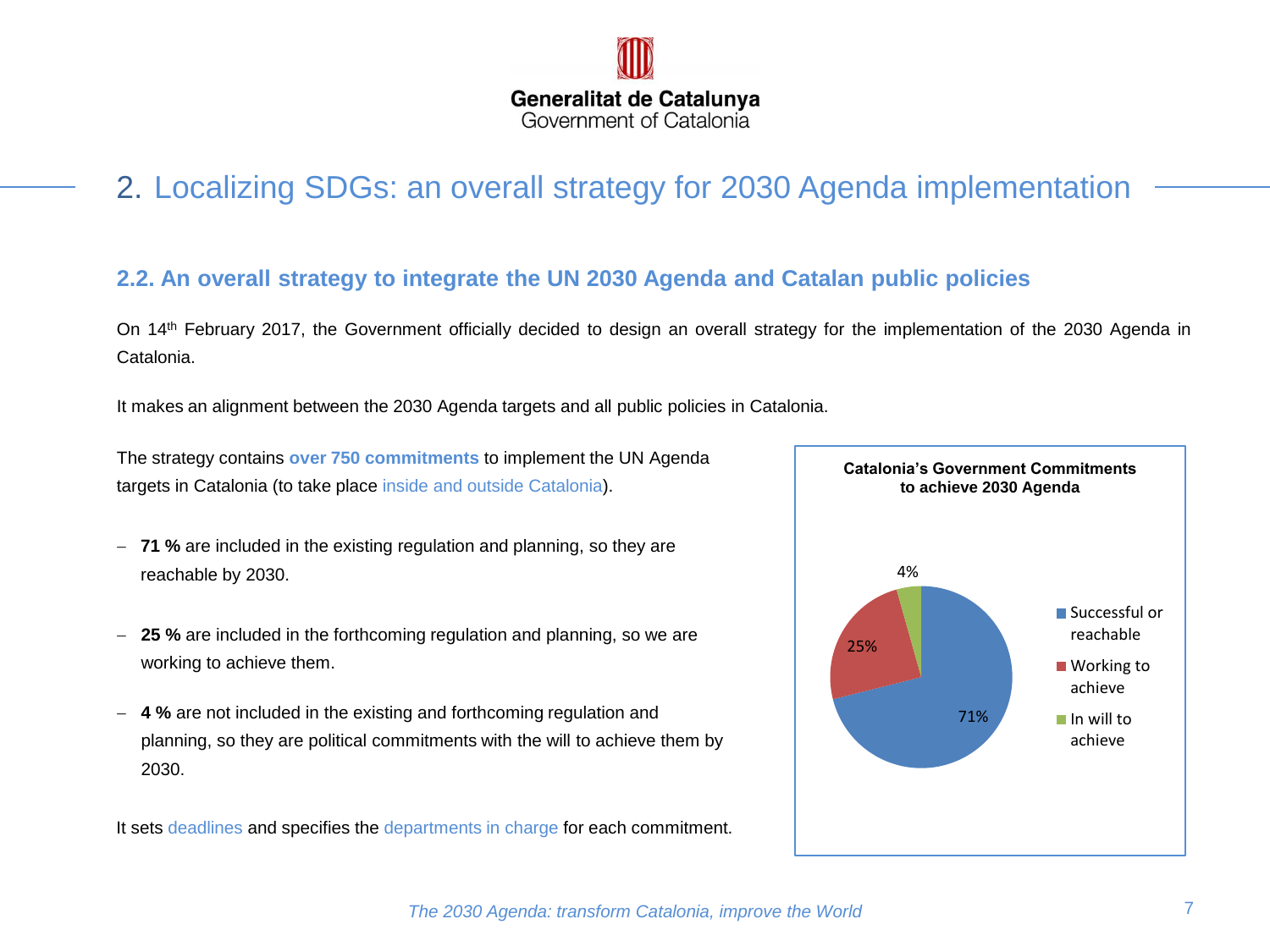# 2. Localizing SDGs: an overall strategy for 2030 Agenda implementation

## 2.2. An overall strategy to integrate the UN 2030 Agenda and Catalan public policies

On 14th February 2017, the Government officially decided to design an overall strategy for the implementation of the 2030 Agenda in Catalonia.

It makes an alignment between the 2030 Agenda targets and all public policies in Catalonia.

The strategy contains **over 750 commitments** to implement the UN Agenda targets in Catalonia (to take place inside and outside Catalonia).

- **71 %** are included in the existing regulation and planning, so they are reachable by 2030.
- **25 %** are included in the forthcoming regulation and planning, so we are working to achieve them.
- **4 %** are not included in the existing and forthcoming regulation and planning, so they are political commitments with the will to achieve them by 2030.

It sets deadlines and specifies the departments in charge for each commitment.

**Catalonia's Government Commitments to achieve 2030 Agenda**

| Category | Share |
| --- | --- |
| Successful or reachable | 71% |
| Working to achieve | 25% |
| In will to achieve | 4% |

*The 2030 Agenda: transform Catalonia, improve the World*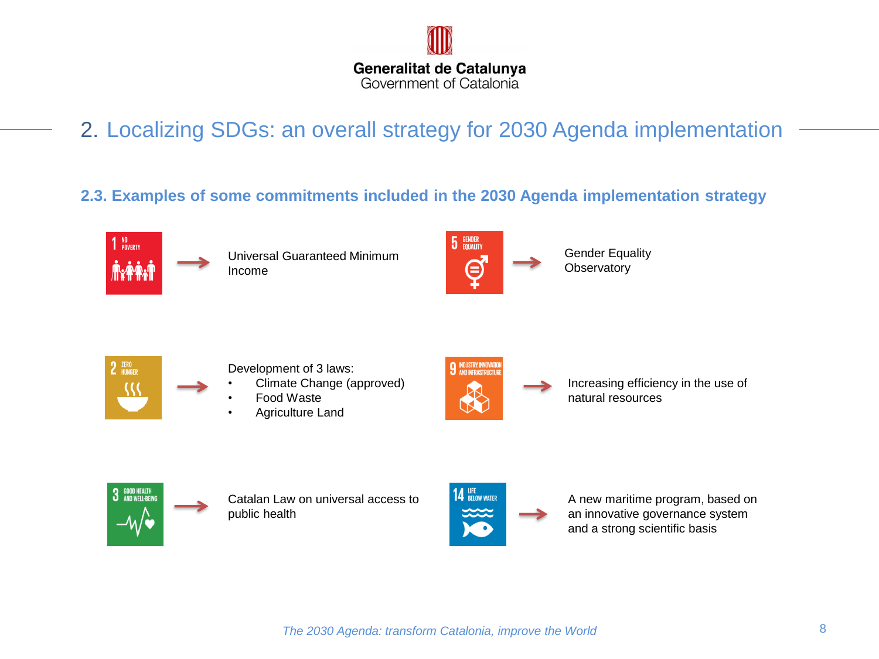## 2. Localizing SDGs: an overall strategy for 2030 Agenda implementation

### 2.3. Examples of some commitments included in the 2030 Agenda implementation strategy

1 NO POVERTY → Universal Guaranteed Minimum Income

5 GENDER EQUALITY → Gender Equality Observatory

2 ZERO HUNGER → Development of 3 laws:

- Climate Change (approved)
- Food Waste
- Agriculture Land

9 INDUSTRY, INNOVATION AND INFRASTRUCTURE → Increasing efficiency in the use of natural resources

3 GOOD HEALTH AND WELL-BEING → Catalan Law on universal access to public health

14 LIFE BELOW WATER → A new maritime program, based on an innovative governance system and a strong scientific basis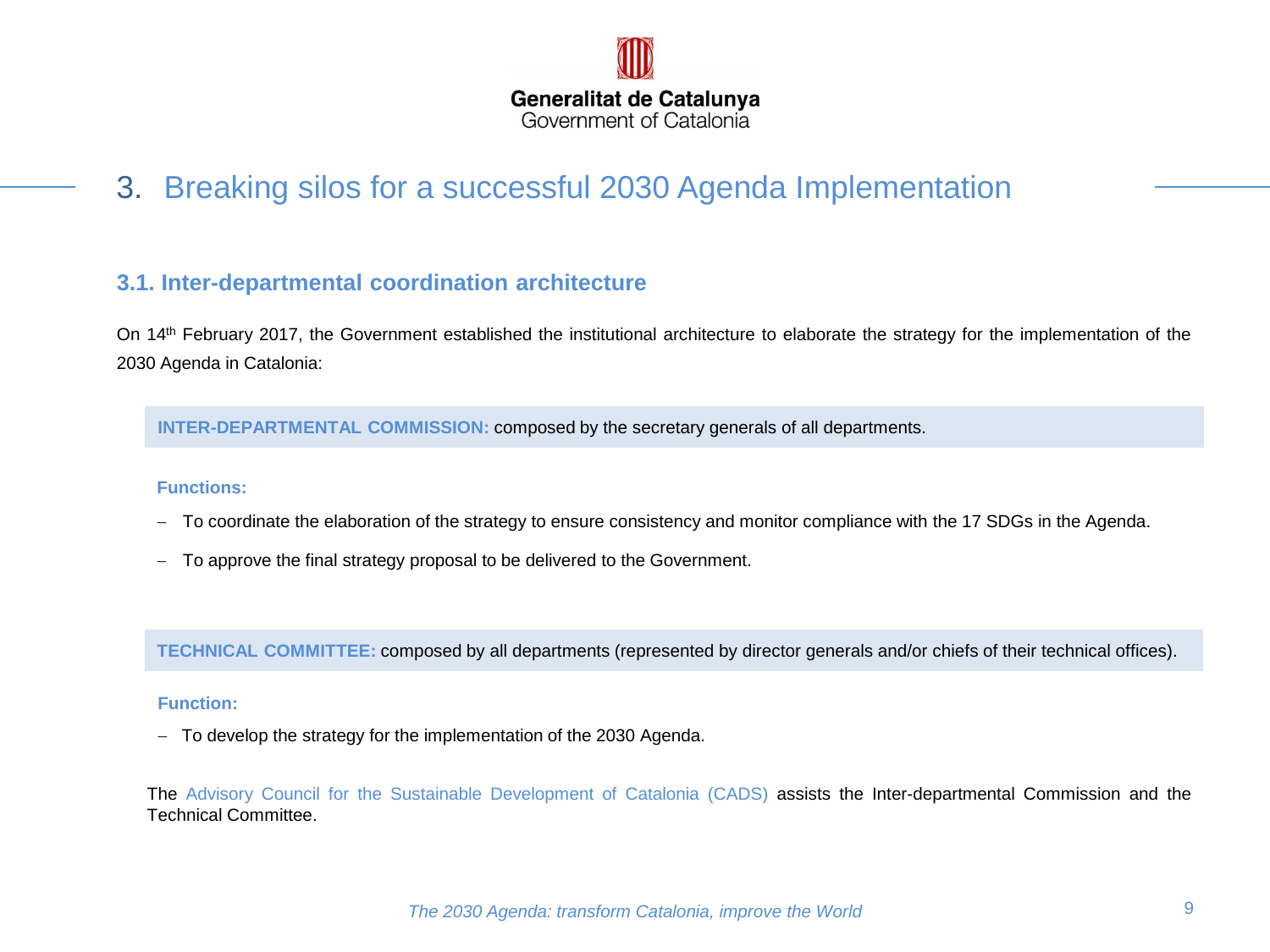# 3. Breaking silos for a successful 2030 Agenda Implementation

## 3.1. Inter-departmental coordination architecture

On 14th February 2017, the Government established the institutional architecture to elaborate the strategy for the implementation of the 2030 Agenda in Catalonia:

**INTER-DEPARTMENTAL COMMISSION:** composed by the secretary generals of all departments.

**Functions:**

- To coordinate the elaboration of the strategy to ensure consistency and monitor compliance with the 17 SDGs in the Agenda.
- To approve the final strategy proposal to be delivered to the Government.

**TECHNICAL COMMITTEE:** composed by all departments (represented by director generals and/or chiefs of their technical offices).

**Function:**

- To develop the strategy for the implementation of the 2030 Agenda.

The Advisory Council for the Sustainable Development of Catalonia (CADS) assists the Inter-departmental Commission and the Technical Committee.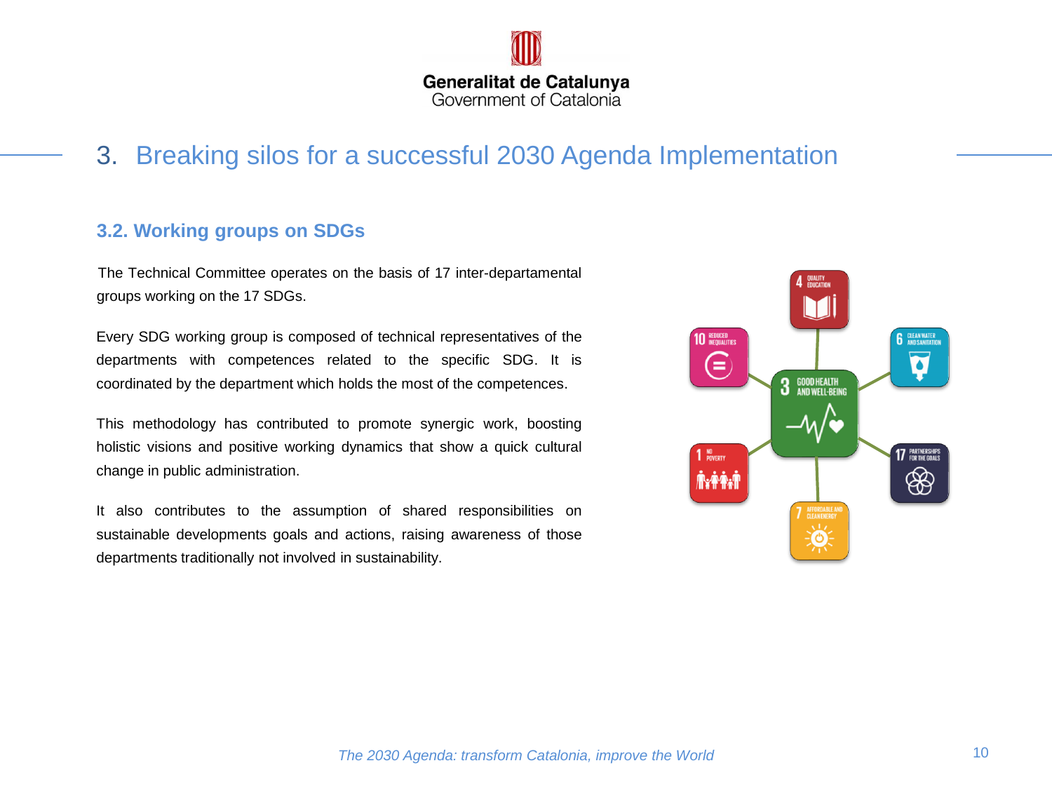# 3. Breaking silos for a successful 2030 Agenda Implementation

## 3.2. Working groups on SDGs

The Technical Committee operates on the basis of 17 inter-departamental groups working on the 17 SDGs.

Every SDG working group is composed of technical representatives of the departments with competences related to the specific SDG. It is coordinated by the department which holds the most of the competences.

This methodology has contributed to promote synergic work, boosting holistic visions and positive working dynamics that show a quick cultural change in public administration.

It also contributes to the assumption of shared responsibilities on sustainable developments goals and actions, raising awareness of those departments traditionally not involved in sustainability.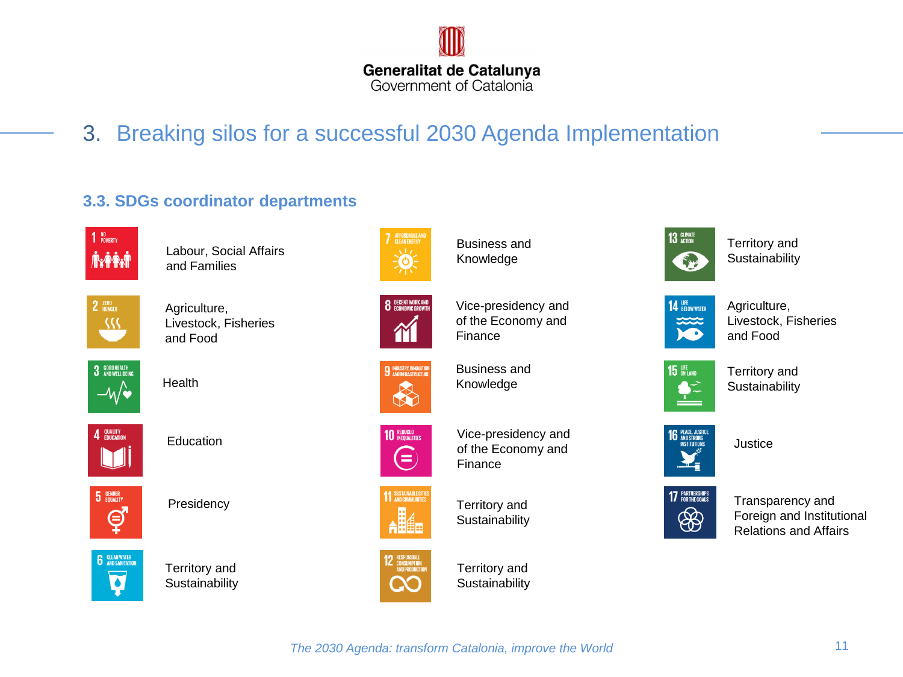Generalitat de Catalunya
Government of Catalonia

## 3. Breaking silos for a successful 2030 Agenda Implementation

### 3.3. SDGs coordinator departments

| SDG | Coordinator department |
|---|---|
| 1 No Poverty | Labour, Social Affairs and Families |
| 2 Zero Hunger | Agriculture, Livestock, Fisheries and Food |
| 3 Good Health and Well-Being | Health |
| 4 Quality Education | Education |
| 5 Gender Equality | Presidency |
| 6 Clean Water and Sanitation | Territory and Sustainability |
| 7 Affordable and Clean Energy | Business and Knowledge |
| 8 Decent Work and Economic Growth | Vice-presidency and of the Economy and Finance |
| 9 Industry, Innovation and Infrastructure | Business and Knowledge |
| 10 Reduced Inequalities | Vice-presidency and of the Economy and Finance |
| 11 Sustainable Cities and Communities | Territory and Sustainability |
| 12 Responsible Consumption and Production | Territory and Sustainability |
| 13 Climate Action | Territory and Sustainability |
| 14 Life Below Water | Agriculture, Livestock, Fisheries and Food |
| 15 Life on Land | Territory and Sustainability |
| 16 Peace, Justice and Strong Institutions | Justice |
| 17 Partnerships for the Goals | Transparency and Foreign and Institutional Relations and Affairs |

*The 2030 Agenda: transform Catalonia, improve the World*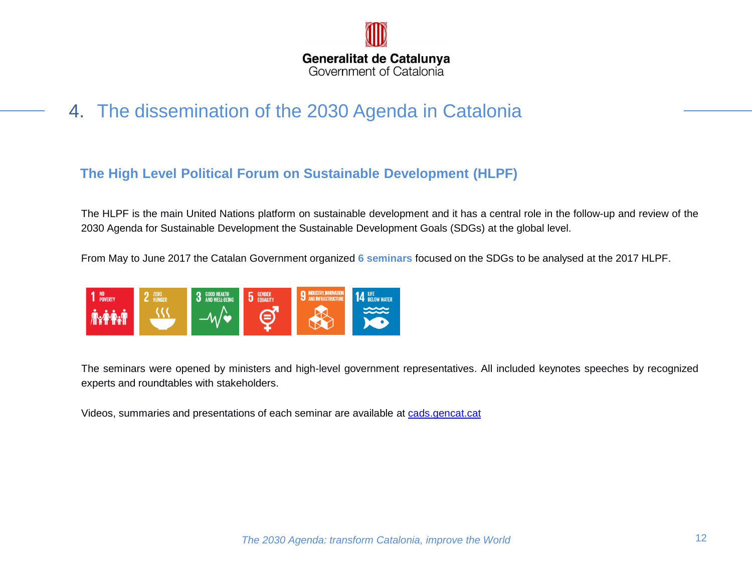# 4. The dissemination of the 2030 Agenda in Catalonia

## The High Level Political Forum on Sustainable Development (HLPF)

The HLPF is the main United Nations platform on sustainable development and it has a central role in the follow-up and review of the 2030 Agenda for Sustainable Development the Sustainable Development Goals (SDGs) at the global level.

From May to June 2017 the Catalan Government organized **6 seminars** focused on the SDGs to be analysed at the 2017 HLPF.

The seminars were opened by ministers and high-level government representatives. All included keynotes speeches by recognized experts and roundtables with stakeholders.

Videos, summaries and presentations of each seminar are available at [cads.gencat.cat](cads.gencat.cat)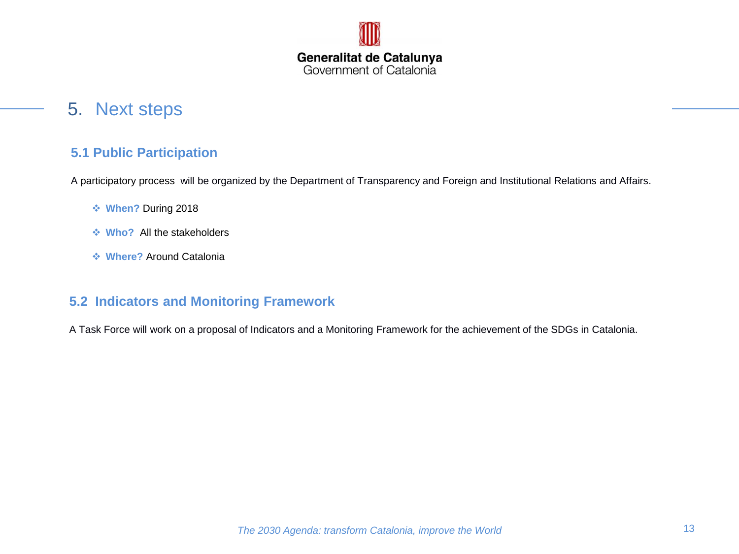## 5. Next steps

### 5.1 Public Participation

A participatory process will be organized by the Department of Transparency and Foreign and Institutional Relations and Affairs.

- **When?** During 2018
- **Who?** All the stakeholders
- **Where?** Around Catalonia

### 5.2 Indicators and Monitoring Framework

A Task Force will work on a proposal of Indicators and a Monitoring Framework for the achievement of the SDGs in Catalonia.